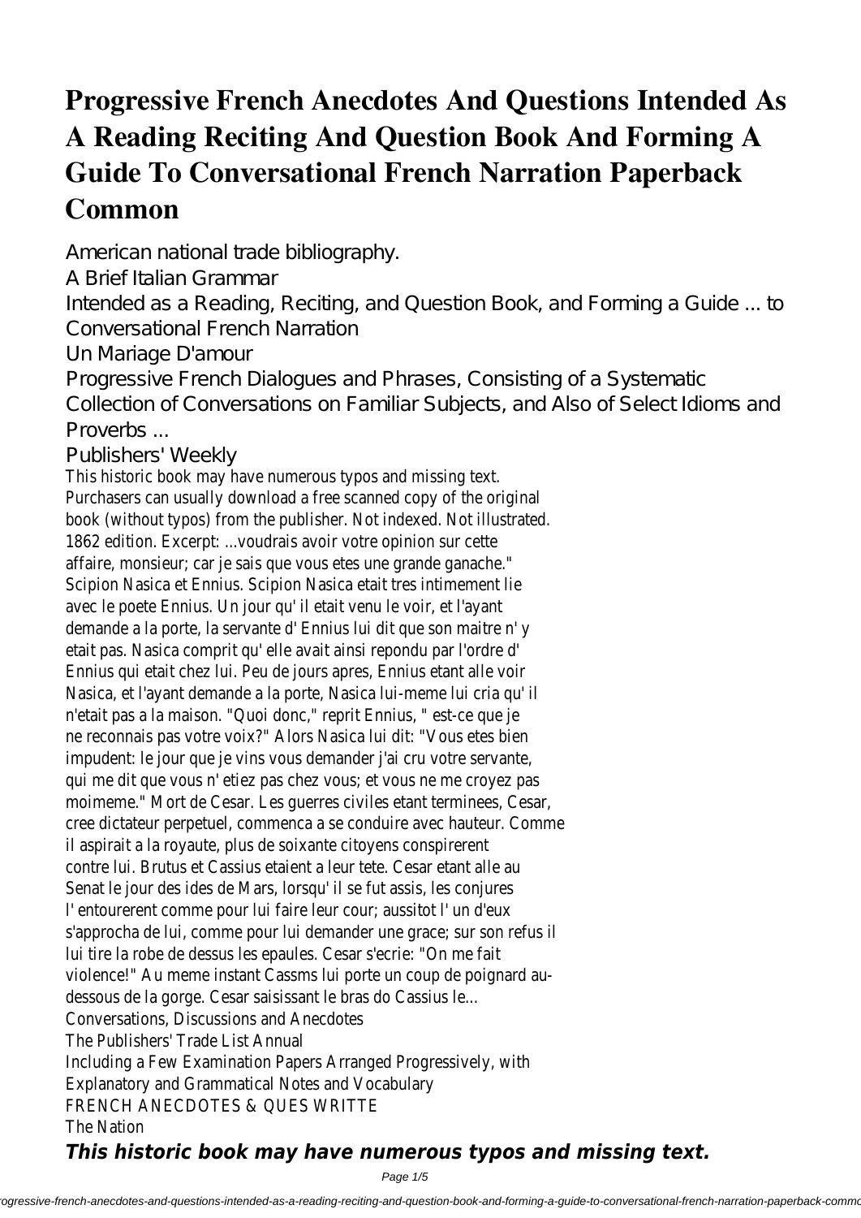# Progressive French Anecdotes And Questions Intended As A Reading Reciting And Question Book And Forming A Guide To Conversational French Narration Paperback Common

American national trade bibliography.

A Brief Italian Grammar

Intended as a Reading, Reciting, and Question Book, and Forming a Guide ... to Conversational French Narration

Un Mariage D'amour

Progressive French Dialogues and Phrases, Consisting of a Systematic Collection of Conversations on Familiar Subjects, and Also of Select Idioms and Proverbs ...

Publishers' Weekly

This historic book may have numerous typos and missing text. Purchasers can usually download a free scanned copy of the original book (without typos) from the publisher. Not indexed. Not illustrated. 1862 edition. Excerpt: ...voudrais avoir votre opinion sur cette affaire, monsieur; car je sais que vous etes une grande ganache." Scipion Nasica et Ennius. Scipion Nasica etait tres intimement lie avec le poete Ennius. Un jour qu' il etait venu le voir, et l'ayant demande a la porte, la servante d' Ennius lui dit que son maitre n' y etait pas. Nasica comprit qu' elle avait ainsi repondu par l'ordre d' Ennius qui etait chez lui. Peu de jours apres, Ennius etant alle voir Nasica, et l'ayant demande a la porte, Nasica lui-meme lui cria qu' il n'etait pas a la maison. "Quoi donc," reprit Ennius, " est-ce que je ne reconnais pas votre voix?" Alors Nasica lui dit: "Vous etes bien impudent: le jour que je vins vous demander j'ai cru votre servante, qui me dit que vous n' etiez pas chez vous; et vous ne me croyez pas moimeme." Mort de Cesar. Les guerres civiles etant terminees, Cesar, cree dictateur perpetuel, commenca a se conduire avec hauteur. Comme il aspirait a la royaute, plus de soixante citoyens conspirerent contre lui. Brutus et Cassius etaient a leur tete. Cesar etant alle au Senat le jour des ides de Mars, lorsqu' il se fut assis, les conjures l' entourerent comme pour lui faire leur cour; aussitot l' un d'eux s'approcha de lui, comme pour lui demander une grace; sur son refus il lui tire la robe de dessus les epaules. Cesar s'ecrie: "On me fait violence!" Au meme instant Cassms lui porte un coup de poignard au-dessous de la gorge. Cesar saisissant le bras do Cassius le...

Conversations, Discussions and Anecdotes

The Publishers' Trade List Annual

Including a Few Examination Papers Arranged Progressively, with Explanatory and Grammatical Notes and Vocabulary

FRENCH ANECDOTES & QUES WRITTE

The Nation

***This historic book may have numerous typos and missing text.***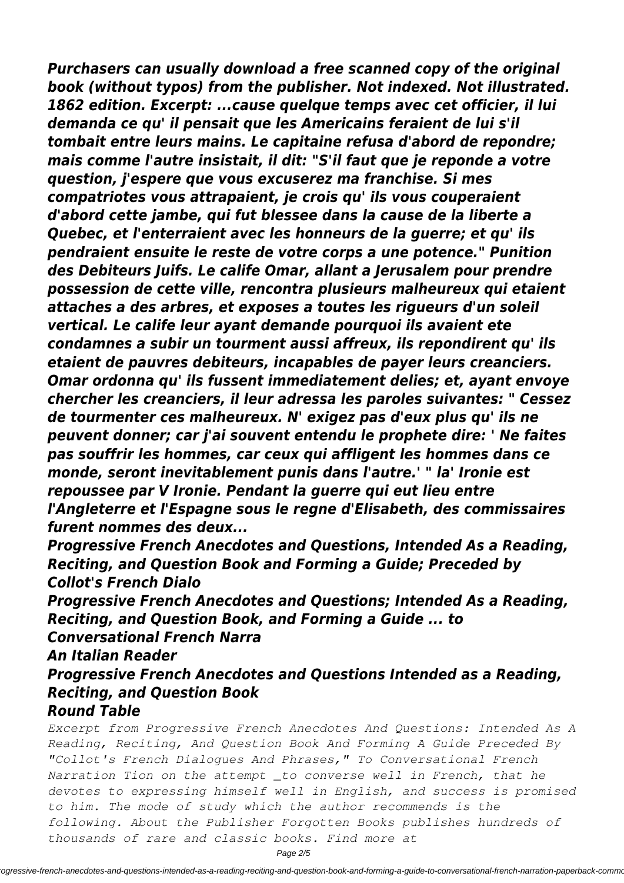*Purchasers can usually download a free scanned copy of the original book (without typos) from the publisher. Not indexed. Not illustrated. 1862 edition. Excerpt: ...cause quelque temps avec cet officier, il lui demanda ce qu' il pensait que les Americains feraient de lui s'il tombait entre leurs mains. Le capitaine refusa d'abord de repondre; mais comme l'autre insistait, il dit: "S'il faut que je reponde a votre question, j'espere que vous excuserez ma franchise. Si mes compatriotes vous attrapaient, je crois qu' ils vous couperaient d'abord cette jambe, qui fut blessee dans la cause de la liberte a Quebec, et l'enterraient avec les honneurs de la guerre; et qu' ils pendraient ensuite le reste de votre corps a une potence." Punition des Debiteurs Juifs. Le calife Omar, allant a Jerusalem pour prendre possession de cette ville, rencontra plusieurs malheureux qui etaient attaches a des arbres, et exposes a toutes les rigueurs d'un soleil vertical. Le calife leur ayant demande pourquoi ils avaient ete condamnes a subir un tourment aussi affreux, ils repondirent qu' ils etaient de pauvres debiteurs, incapables de payer leurs creanciers. Omar ordonna qu' ils fussent immediatement delies; et, ayant envoye chercher les creanciers, il leur adressa les paroles suivantes: " Cessez de tourmenter ces malheureux. N' exigez pas d'eux plus qu' ils ne peuvent donner; car j'ai souvent entendu le prophete dire: ' Ne faites pas souffrir les hommes, car ceux qui affligent les hommes dans ce monde, seront inevitablement punis dans l'autre.' " la' Ironie est repoussee par V Ironie. Pendant la guerre qui eut lieu entre l'Angleterre et l'Espagne sous le regne d'Elisabeth, des commissaires furent nommes des deux...*

***Progressive French Anecdotes and Questions, Intended As a Reading, Reciting, and Question Book and Forming a Guide; Preceded by Collot's French Dialo***

***Progressive French Anecdotes and Questions; Intended As a Reading, Reciting, and Question Book, and Forming a Guide ... to Conversational French Narra***

***An Italian Reader***

***Progressive French Anecdotes and Questions Intended as a Reading, Reciting, and Question Book***

***Round Table***

*Excerpt from Progressive French Anecdotes And Questions: Intended As A Reading, Reciting, And Question Book And Forming A Guide Preceded By "Collot's French Dialogues And Phrases," To Conversational French Narration Tion on the attempt _to converse well in French, that he devotes to expressing himself well in English, and success is promised to him. The mode of study which the author recommends is the following. About the Publisher Forgotten Books publishes hundreds of thousands of rare and classic books. Find more at*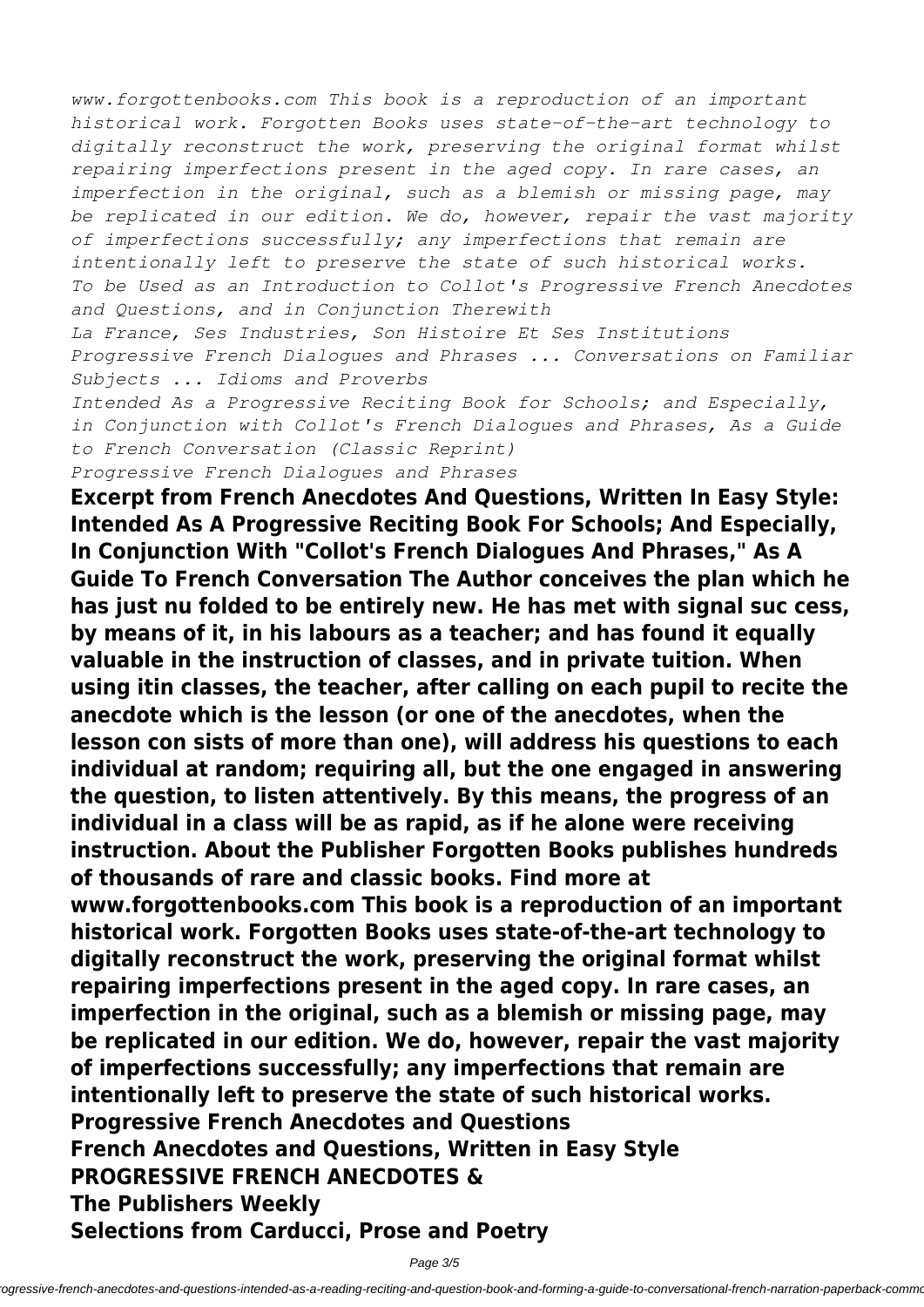*www.forgottenbooks.com This book is a reproduction of an important historical work. Forgotten Books uses state-of-the-art technology to digitally reconstruct the work, preserving the original format whilst repairing imperfections present in the aged copy. In rare cases, an imperfection in the original, such as a blemish or missing page, may be replicated in our edition. We do, however, repair the vast majority of imperfections successfully; any imperfections that remain are intentionally left to preserve the state of such historical works.*

*To be Used as an Introduction to Collot's Progressive French Anecdotes and Questions, and in Conjunction Therewith*

*La France, Ses Industries, Son Histoire Et Ses Institutions*

*Progressive French Dialogues and Phrases ... Conversations on Familiar Subjects ... Idioms and Proverbs*

*Intended As a Progressive Reciting Book for Schools; and Especially, in Conjunction with Collot's French Dialogues and Phrases, As a Guide to French Conversation (Classic Reprint)*

*Progressive French Dialogues and Phrases*

**Excerpt from French Anecdotes And Questions, Written In Easy Style: Intended As A Progressive Reciting Book For Schools; And Especially, In Conjunction With "Collot's French Dialogues And Phrases," As A Guide To French Conversation The Author conceives the plan which he has just nu folded to be entirely new. He has met with signal suc cess, by means of it, in his labours as a teacher; and has found it equally valuable in the instruction of classes, and in private tuition. When using itin classes, the teacher, after calling on each pupil to recite the anecdote which is the lesson (or one of the anecdotes, when the lesson con sists of more than one), will address his questions to each individual at random; requiring all, but the one engaged in answering the question, to listen attentively. By this means, the progress of an individual in a class will be as rapid, as if he alone were receiving instruction. About the Publisher Forgotten Books publishes hundreds of thousands of rare and classic books. Find more at www.forgottenbooks.com This book is a reproduction of an important historical work. Forgotten Books uses state-of-the-art technology to digitally reconstruct the work, preserving the original format whilst repairing imperfections present in the aged copy. In rare cases, an imperfection in the original, such as a blemish or missing page, may be replicated in our edition. We do, however, repair the vast majority of imperfections successfully; any imperfections that remain are intentionally left to preserve the state of such historical works.**

**Progressive French Anecdotes and Questions**

**French Anecdotes and Questions, Written in Easy Style**

**PROGRESSIVE FRENCH ANECDOTES &**

**The Publishers Weekly**

**Selections from Carducci, Prose and Poetry**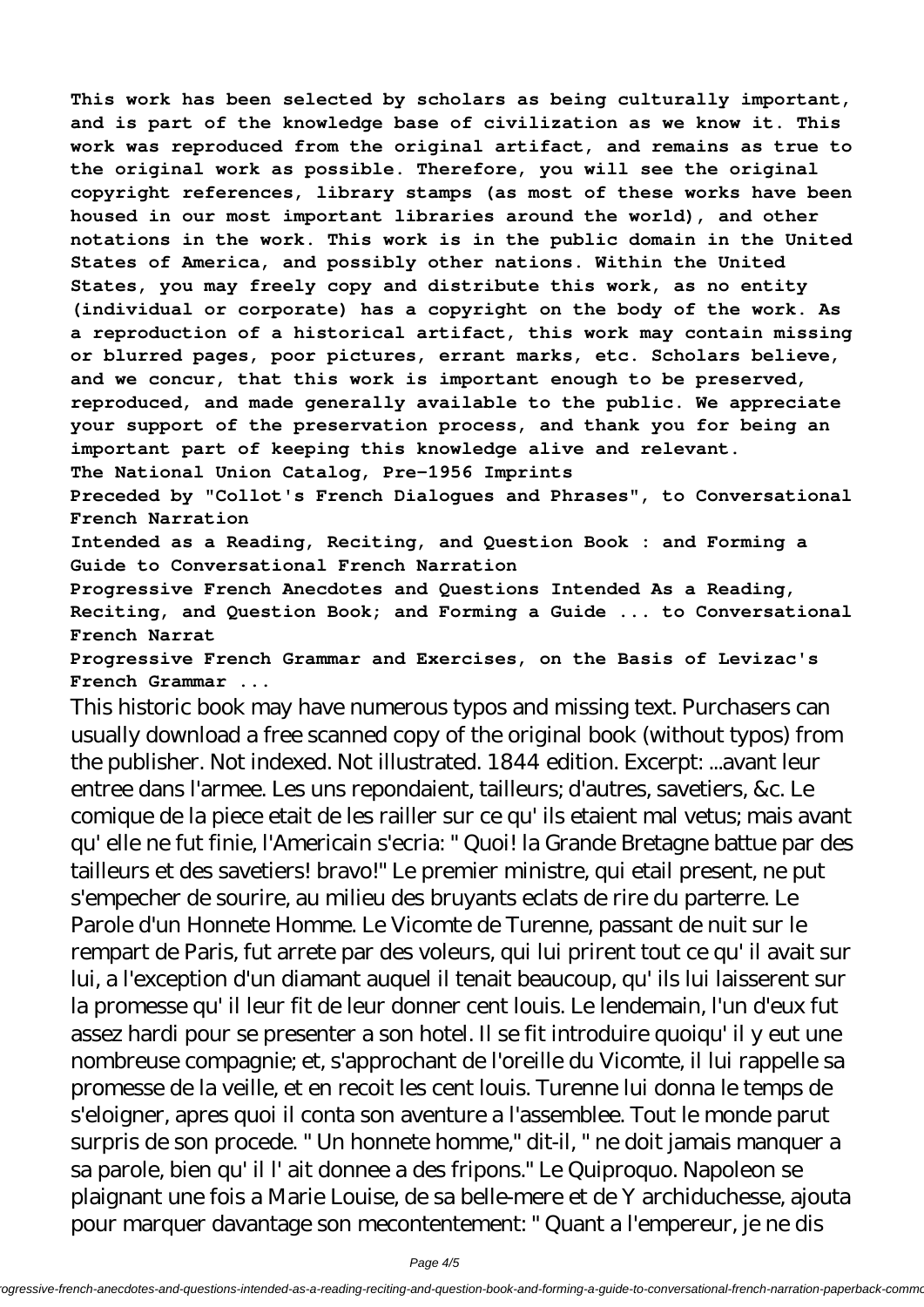**This work has been selected by scholars as being culturally important, and is part of the knowledge base of civilization as we know it. This work was reproduced from the original artifact, and remains as true to the original work as possible. Therefore, you will see the original copyright references, library stamps (as most of these works have been housed in our most important libraries around the world), and other notations in the work. This work is in the public domain in the United States of America, and possibly other nations. Within the United States, you may freely copy and distribute this work, as no entity (individual or corporate) has a copyright on the body of the work. As a reproduction of a historical artifact, this work may contain missing or blurred pages, poor pictures, errant marks, etc. Scholars believe, and we concur, that this work is important enough to be preserved, reproduced, and made generally available to the public. We appreciate your support of the preservation process, and thank you for being an important part of keeping this knowledge alive and relevant.**

**The National Union Catalog, Pre-1956 Imprints**

**Preceded by "Collot's French Dialogues and Phrases", to Conversational French Narration**

**Intended as a Reading, Reciting, and Question Book : and Forming a Guide to Conversational French Narration**

**Progressive French Anecdotes and Questions Intended As a Reading, Reciting, and Question Book; and Forming a Guide ... to Conversational French Narrat**

**Progressive French Grammar and Exercises, on the Basis of Levizac's French Grammar ...**

This historic book may have numerous typos and missing text. Purchasers can usually download a free scanned copy of the original book (without typos) from the publisher. Not indexed. Not illustrated. 1844 edition. Excerpt: ...avant leur entree dans l'armee. Les uns repondaient, tailleurs; d'autres, savetiers, &c. Le comique de la piece etait de les railler sur ce qu' ils etaient mal vetus; mais avant qu' elle ne fut finie, l'Americain s'ecria: " Quoi! la Grande Bretagne battue par des tailleurs et des savetiers! bravo!" Le premier ministre, qui etail present, ne put s'empecher de sourire, au milieu des bruyants eclats de rire du parterre. Le Parole d'un Honnete Homme. Le Vicomte de Turenne, passant de nuit sur le rempart de Paris, fut arrete par des voleurs, qui lui prirent tout ce qu' il avait sur lui, a l'exception d'un diamant auquel il tenait beaucoup, qu' ils lui laisserent sur la promesse qu' il leur fit de leur donner cent louis. Le lendemain, l'un d'eux fut assez hardi pour se presenter a son hotel. Il se fit introduire quoiqu' il y eut une nombreuse compagnie; et, s'approchant de l'oreille du Vicomte, il lui rappelle sa promesse de la veille, et en recoit les cent louis. Turenne lui donna le temps de s'eloigner, apres quoi il conta son aventure a l'assemblee. Tout le monde parut surpris de son procede. " Un honnete homme," dit-il, " ne doit jamais manquer a sa parole, bien qu' il l' ait donnee a des fripons." Le Quiproquo. Napoleon se plaignant une fois a Marie Louise, de sa belle-mere et de Y archiduchesse, ajouta pour marquer davantage son mecontentement: " Quant a l'empereur, je ne dis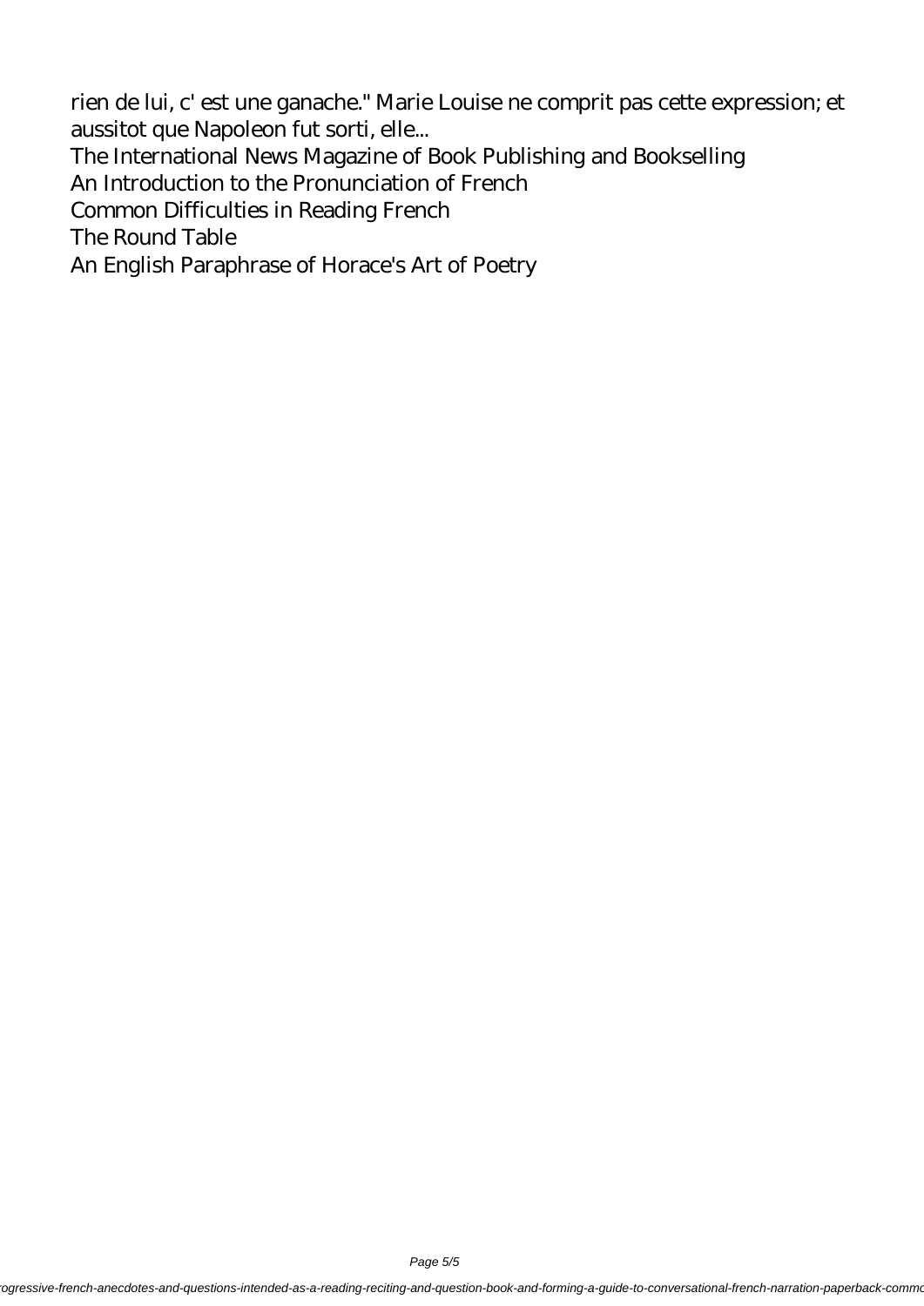rien de lui, c' est une ganache." Marie Louise ne comprit pas cette expression; et aussitot que Napoleon fut sorti, elle...

The International News Magazine of Book Publishing and Bookselling

An Introduction to the Pronunciation of French

Common Difficulties in Reading French

The Round Table

An English Paraphrase of Horace's Art of Poetry